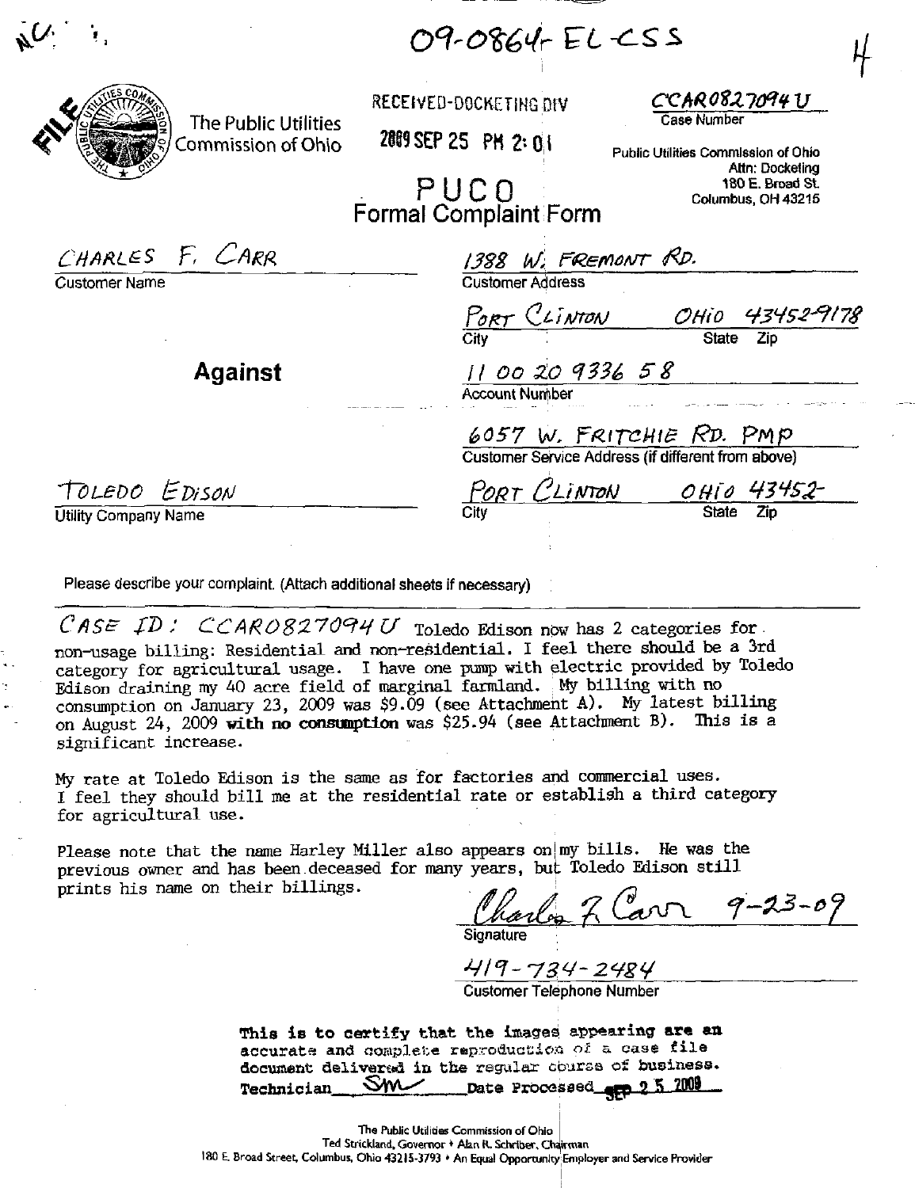NC

09-0864-EL-CSS

4

FILE

The Public Utilities Commission of Ohio

RECEIVED-DOCKETING DIV

2009 SEP 25 PM 2:01

CCAR0827094U
Case Number

Public Utilities Commission of Ohio
Attn: Docketing
180 E. Broad St.
Columbus, OH 43215

# PUCO
# Formal Complaint Form

CHARLES F. CARR
Customer Name

1388 W. FREMONT RD.
Customer Address

PORT CLINTON OHIO 43452-9178
City State Zip

**Against**

11 00 20 9336 58
Account Number

6057 W. FRITCHIE RD. PMP
Customer Service Address (if different from above)

TOLEDO EDISON
Utility Company Name

PORT CLINTON OHIO 43452-
City State Zip

Please describe your complaint. (Attach additional sheets if necessary)

CASE ID: CCAR0827094U Toledo Edison now has 2 categories for non-usage billing: Residential and non-residential. I feel there should be a 3rd category for agricultural usage. I have one pump with electric provided by Toledo Edison draining my 40 acre field of marginal farmland. My billing with no consumption on January 23, 2009 was $9.09 (see Attachment A). My latest billing on August 24, 2009 **with no consumption** was $25.94 (see Attachment B). This is a significant increase.

My rate at Toledo Edison is the same as for factories and commercial uses. I feel they should bill me at the residential rate or establish a third category for agricultural use.

Please note that the name Harley Miller also appears on my bills. He was the previous owner and has been deceased for many years, but Toledo Edison still prints his name on their billings.

Charles F. Carr 9-23-09
Signature

419-734-2484
Customer Telephone Number

This is to certify that the images appearing are an accurate and complete reproduction of a case file document delivered in the regular course of business.
Technician SM Date Processed SEP 25 2009

The Public Utilities Commission of Ohio
Ted Strickland, Governor • Alan R. Schriber, Chairman
180 E. Broad Street, Columbus, Ohio 43215-3793 • An Equal Opportunity Employer and Service Provider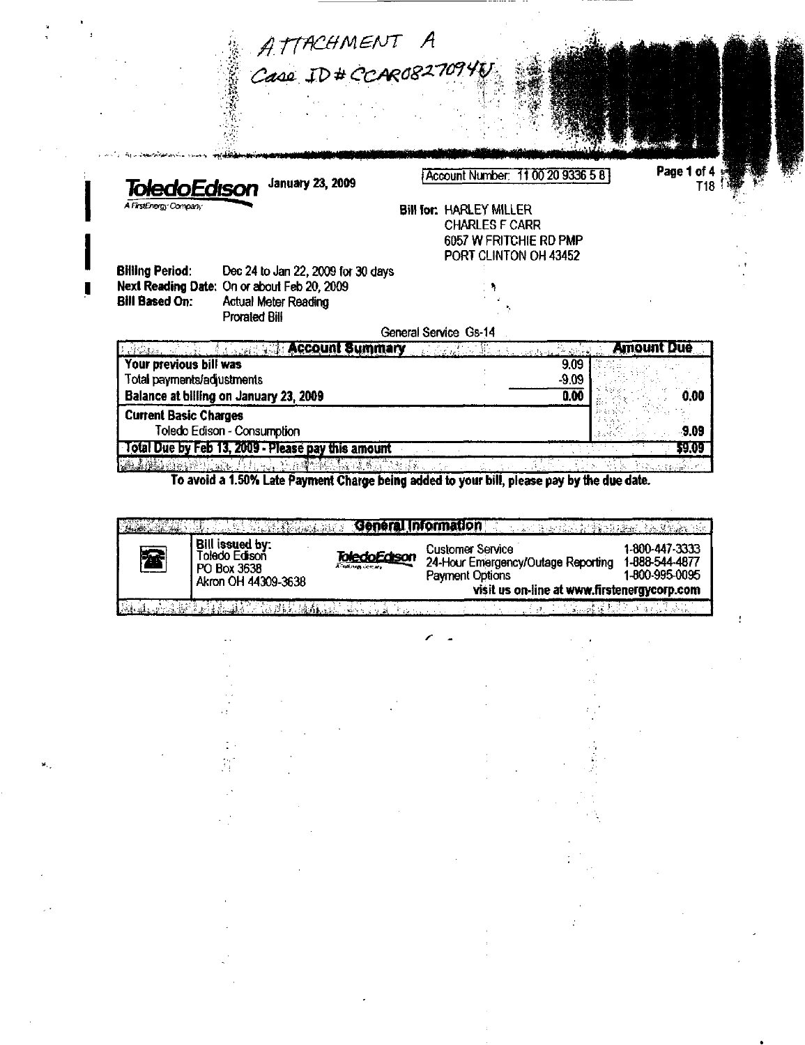ATTACHMENT A
Case ID# CCAR08270940

**ToledoEdison**
A FirstEnergy Company

January 23, 2009

Account Number: 11 00 20 9336 5 8

Page 1 of 4
T18

**Bill for:** HARLEY MILLER
CHARLES F CARR
6057 W FRITCHIE RD PMP
PORT CLINTON OH 43452

**Billing Period:** Dec 24 to Jan 22, 2009 for 30 days
**Next Reading Date:** On or about Feb 20, 2009
**Bill Based On:** Actual Meter Reading
Prorated Bill

General Service Gs-14

| Account Summary | | Amount Due |
|---|---|---|
| **Your previous bill was** | 9.09 | |
| Total payments/adjustments | -9.09 | |
| **Balance at billing on January 23, 2009** | **0.00** | **0.00** |
| **Current Basic Charges** | | |
| Toledo Edison - Consumption | | 9.09 |
| **Total Due by Feb 13, 2009 - Please pay this amount** | | **$9.09** |

**To avoid a 1.50% Late Payment Charge being added to your bill, please pay by the due date.**

| General Information | | |
|---|---|---|
| **Bill issued by:** Toledo Edison PO Box 3638 Akron OH 44309-3638 | Customer Service | 1-800-447-3333 |
| | 24-Hour Emergency/Outage Reporting | 1-888-544-4877 |
| | Payment Options | 1-800-995-0095 |
| | **visit us on-line at www.firstenergycorp.com** | |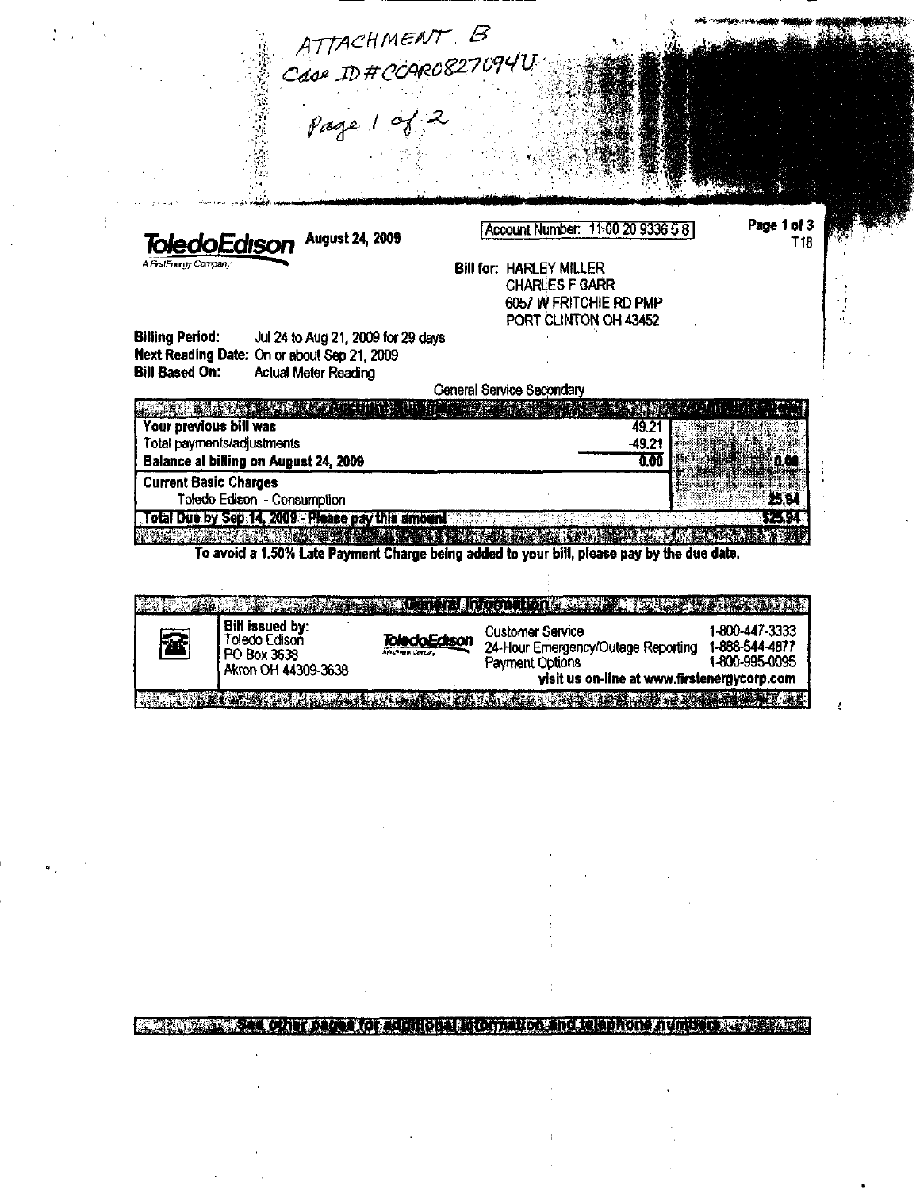ATTACHMENT B
Case ID# CCAR0827094U

Page 1 of 2

**ToledoEdison**
A FirstEnergy Company

**August 24, 2009**

Account Number: 11-00 20 9336 5 8

T18

**Bill for:** HARLEY MILLER
CHARLES F GARR
6057 W FRITCHIE RD PMP
PORT CLINTON OH 43452

**Billing Period:** Jul 24 to Aug 21, 2009 for 29 days
**Next Reading Date:** On or about Sep 21, 2009
**Bill Based On:** Actual Meter Reading

General Service Secondary

| Account Summary | | Amount Due |
|---|---|---|
| **Your previous bill was** | 49.21 | |
| Total payments/adjustments | -49.21 | |
| **Balance at billing on August 24, 2009** | **0.00** | **0.00** |
| **Current Basic Charges** | | |
| Toledo Edison - Consumption | | 25.94 |
| **Total Due by Sep 14, 2009 - Please pay this amount** | | **$25.94** |

**To avoid a 1.50% Late Payment Charge being added to your bill, please pay by the due date.**

**General Information**

**Bill issued by:**
Toledo Edison
PO Box 3638
Akron OH 44309-3638

| | |
|---|---|
| Customer Service | 1-800-447-3333 |
| 24-Hour Emergency/Outage Reporting | 1-888-544-4877 |
| Payment Options | 1-800-995-0095 |

**visit us on-line at www.firstenergycorp.com**

**See other pages for additional information and telephone numbers**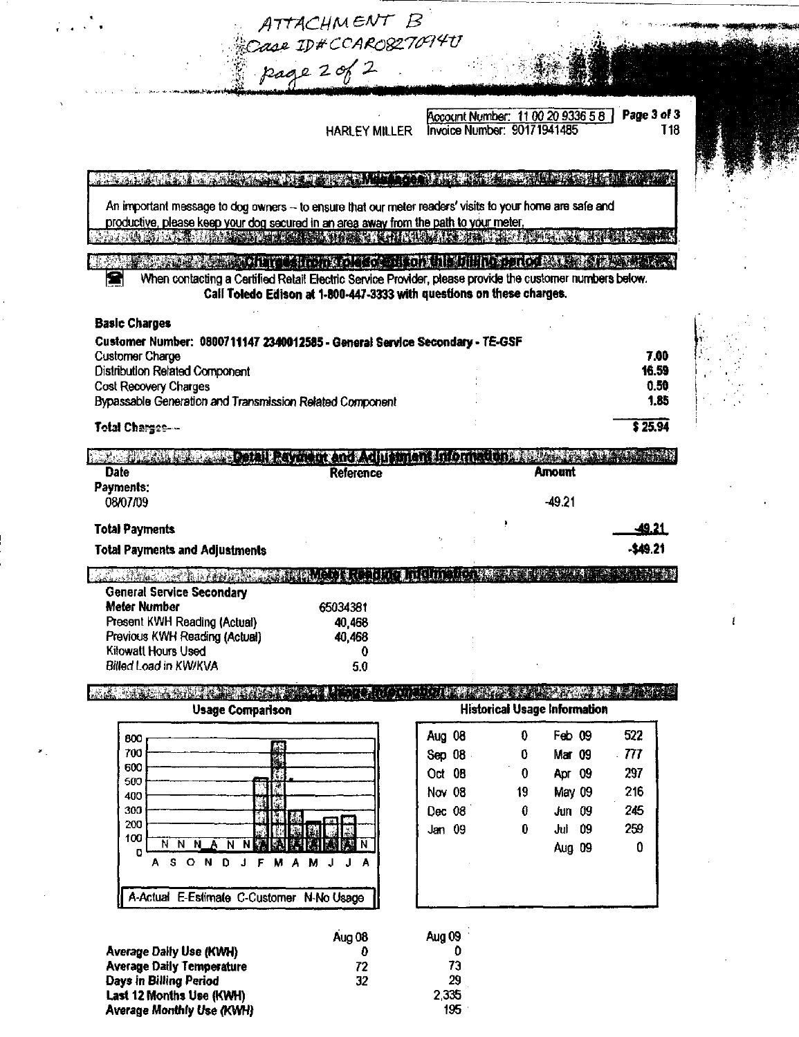ATTACHMENT B
Case ID# CCAR082709​4U
page 2 of 2

HARLEY MILLER

Account Number: 11 00 20 9336 5 8
Invoice Number: 90171941485

T18

## Messages

An important message to dog owners -- to ensure that our meter readers' visits to your home are safe and productive, please keep your dog secured in an area away from the path to your meter.

## Charges from Toledo Edison this billing period

When contacting a Certified Retail Electric Service Provider, please provide the customer numbers below.
**Call Toledo Edison at 1-800-447-3333 with questions on these charges.**

**Basic Charges**

**Customer Number: 0800711147 2340012585 - General Service Secondary - *TE-GSF***

| | |
|---|---|
| Customer Charge | 7.00 |
| Distribution Related Component | 16.59 |
| Cost Recovery Charges | 0.50 |
| Bypassable Generation and Transmission Related Component | 1.85 |
| **Total Charges** | **$ 25.94** |

## Detail Payment and Adjustment Information

| Date | Reference | Amount |
|---|---|---|
| **Payments:** | | |
| 08/07/09 | | -49.21 |
| **Total Payments** | | **-49.21** |
| **Total Payments and Adjustments** | | **-$49.21** |

## Meter Reading Information

| | |
|---|---|
| **General Service Secondary** | |
| **Meter Number** | 65034381 |
| Present KWH Reading (Actual) | 40,468 |
| Previous KWH Reading (Actual) | 40,468 |
| Kilowatt Hours Used | 0 |
| *Billed Load in KW/KVA* | 5.0 |

## Usage Information

**Usage Comparison**

800
700
600
500
400
300
200
100
0

N N N A N N A A A A A A N

A S O N D J F M A M J J A

A-Actual E-Estimate C-Customer N-No Usage

**Historical Usage Information**

| | | | |
|---|---|---|---|
| Aug 08 | 0 | Feb 09 | 522 |
| Sep 08 | 0 | Mar 09 | 777 |
| Oct 08 | 0 | Apr 09 | 297 |
| Nov 08 | 19 | May 09 | 216 |
| Dec 08 | 0 | Jun 09 | 245 |
| Jan 09 | 0 | Jul 09 | 259 |
| | | Aug 09 | 0 |

| | Aug 08 | Aug 09 |
|---|---|---|
| **Average Daily Use (KWH)** | *0* | 0 |
| **Average Daily Temperature** | 72 | 73 |
| **Days in Billing Period** | 32 | 29 |
| **Last 12 Months Use (KWH)** | | 2,335 |
| **Average Monthly Use (KWH)** | | 195 |